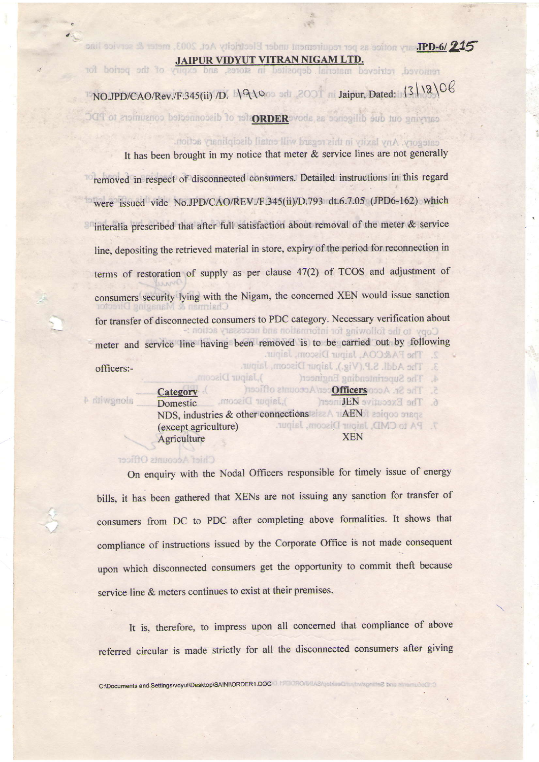JPD-6/ 215

**JAIPUR VIDYUT VITRAN NIGAM LTD.**

NO.JPD/CAO/Rev./F.345(ii) /D. 1910 Jaipur, Dated: 13|12|06

**ORDER**

It has been brought in my notice that meter & service lines are not generally removed in respect of disconnected consumers. Detailed instructions in this regard were issued vide No.JPD/CAO/REV./F.345(ii)/D.793 dt.6.7.05 (JPD6-162) which interalia prescribed that after full satisfaction about removal of the meter & service line, depositing the retrieved material in store, expiry of the period for reconnection in terms of restoration of supply as per clause 47(2) of TCOS and adjustment of consumers security lying with the Nigam, the concerned XEN would issue sanction for transfer of disconnected consumers to PDC category. Necessary verification about meter and service line having been removed is to be carried out by following officers:-

| Category | Officers |
|---|---|
| Domestic | JEN |
| NDS, industries & other connections (except agriculture) | AEN |
| Agriculture | XEN |

On enquiry with the Nodal Officers responsible for timely issue of energy bills, it has been gathered that XENs are not issuing any sanction for transfer of consumers from DC to PDC after completing above formalities. It shows that compliance of instructions issued by the Corporate Office is not made consequent upon which disconnected consumers get the opportunity to commit theft because service line & meters continues to exist at their premises.

It is, therefore, to impress upon all concerned that compliance of above referred circular is made strictly for all the disconnected consumers after giving

C:\Documents and Settings\vdyut\Desktop\SAINI\ORDER1.DOC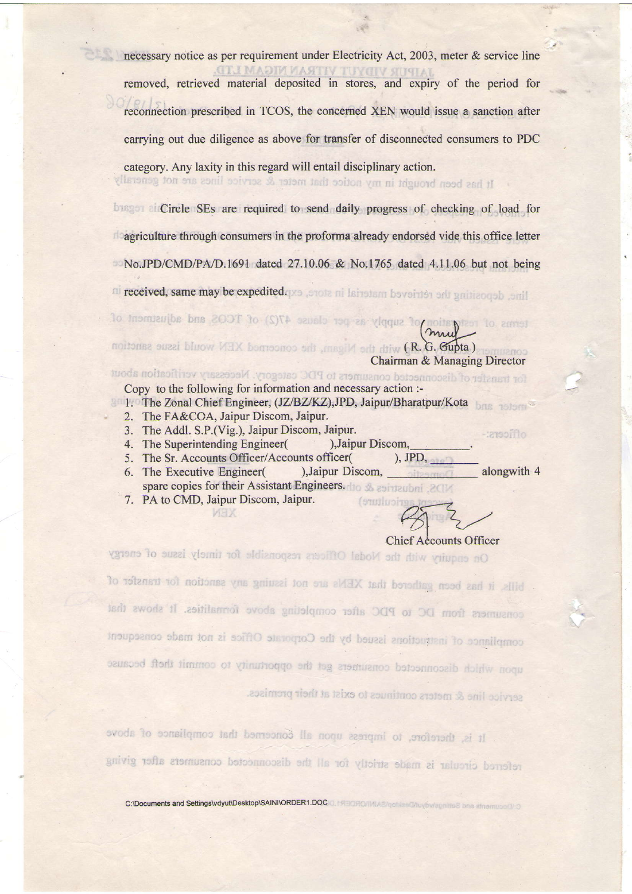necessary notice as per requirement under Electricity Act, 2003, meter & service line removed, retrieved material deposited in stores, and expiry of the period for reconnection prescribed in TCOS, the concerned XEN would issue a sanction after carrying out due diligence as above for transfer of disconnected consumers to PDC category. Any laxity in this regard will entail disciplinary action.

Circle SEs are required to send daily progress of checking of load for agriculture through consumers in the proforma already endorsed vide this office letter No.JPD/CMD/PA/D.1691 dated 27.10.06 & No.1765 dated 4.11.06 but not being received, same may be expedited.

(R. G. Gupta)
Chairman & Managing Director

Copy to the following for information and necessary action :-

1. The Zonal Chief Engineer, (JZ/BZ/KZ),JPD, Jaipur/Bharatpur/Kota
2. The FA&COA, Jaipur Discom, Jaipur.
3. The Addl. S.P.(Vig.), Jaipur Discom, Jaipur.
4. The Superintending Engineer( ),Jaipur Discom, \_\_\_\_\_\_\_\_\_.
5. The Sr. Accounts Officer/Accounts officer( ), JPD, \_\_\_\_\_\_\_\_\_
6. The Executive Engineer( ),Jaipur Discom, \_\_\_\_\_\_\_\_\_ alongwith 4 spare copies for their Assistant Engineers.
7. PA to CMD, Jaipur Discom, Jaipur.

Chief Accounts Officer

C:\Documents and Settings\vdyut\Desktop\SAINI\ORDER1.DOC